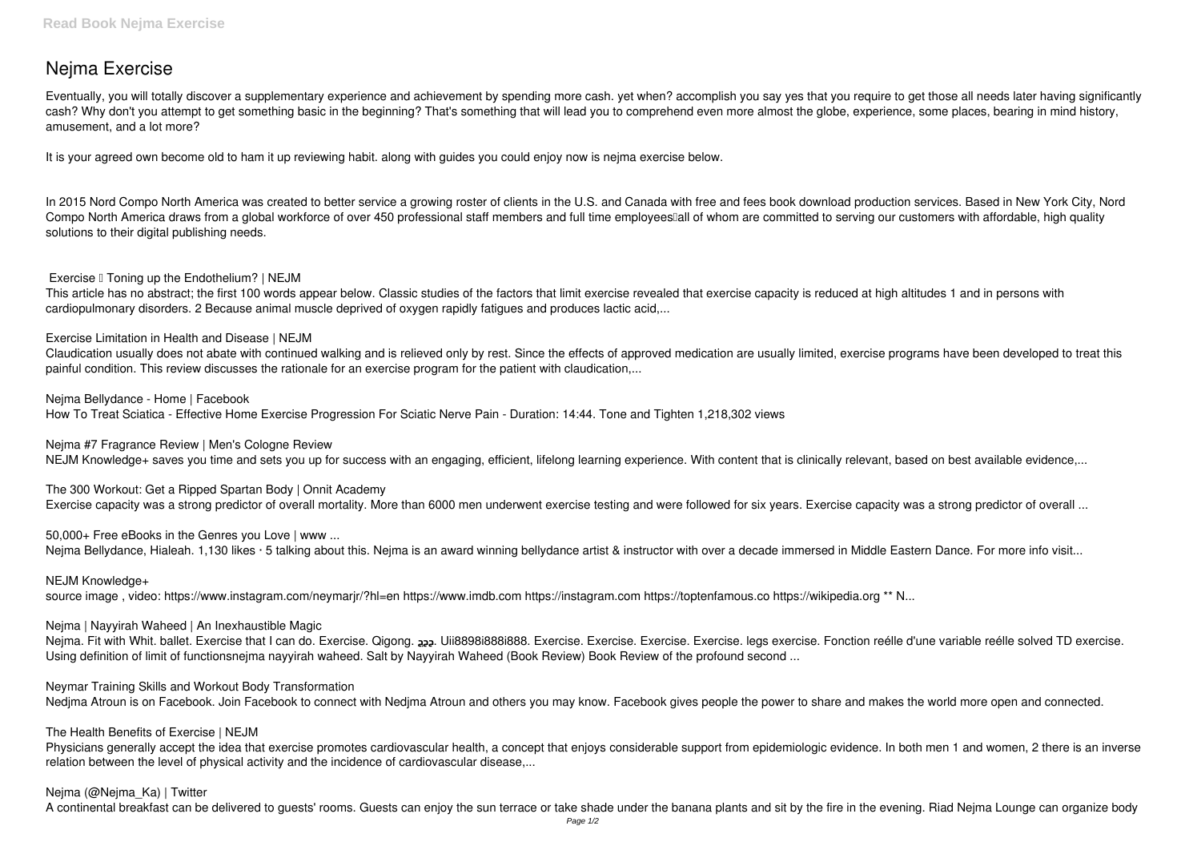# Nejma Exercise

Eventually, you will totally discover a supplementary experience and achievement by spending more cash. yet when? accomplish you say yes that you require to get those all needs later having significantly cash? Why don't you attempt to get something basic in the beginning? That's something that will lead you to comprehend even more almost the globe, experience, some places, bearing in mind history, amusement, and a lot more?

It is your agreed own become old to ham it up reviewing habit. along with guides you could enjoy now is nejma exercise below.

In 2015 Nord Compo North America was created to better service a growing roster of clients in the U.S. and Canada with free and fees book download production services. Based in New York City, Nord Compo North America draws from a global workforce of over 450 professional staff members and full time employees—all of whom are committed to serving our customers with affordable, high quality solutions to their digital publishing needs.

**Exercise — Toning up the Endothelium? | NEJM**

This article has no abstract; the first 100 words appear below. Classic studies of the factors that limit exercise revealed that exercise capacity is reduced at high altitudes 1 and in persons with cardiopulmonary disorders. 2 Because animal muscle deprived of oxygen rapidly fatigues and produces lactic acid,...

**Exercise Limitation in Health and Disease | NEJM**

Claudication usually does not abate with continued walking and is relieved only by rest. Since the effects of approved medication are usually limited, exercise programs have been developed to treat this painful condition. This review discusses the rationale for an exercise program for the patient with claudication,...

**Nejma Bellydance - Home | Facebook**

How To Treat Sciatica - Effective Home Exercise Progression For Sciatic Nerve Pain - Duration: 14:44. Tone and Tighten 1,218,302 views

**Nejma #7 Fragrance Review | Men's Cologne Review**

NEJM Knowledge+ saves you time and sets you up for success with an engaging, efficient, lifelong learning experience. With content that is clinically relevant, based on best available evidence,...

**The 300 Workout: Get a Ripped Spartan Body | Onnit Academy**

Exercise capacity was a strong predictor of overall mortality. More than 6000 men underwent exercise testing and were followed for six years. Exercise capacity was a strong predictor of overall ...

**50,000+ Free eBooks in the Genres you Love | www ...**

Nejma Bellydance, Hialeah. 1,130 likes · 5 talking about this. Nejma is an award winning bellydance artist & instructor with over a decade immersed in Middle Eastern Dance. For more info visit...

**NEJM Knowledge+**

source image , video: https://www.instagram.com/neymarjr/?hl=en https://www.imdb.com https://instagram.com https://toptenfamous.co https://wikipedia.org ** N...

**Nejma | Nayyirah Waheed | An Inexhaustible Magic**

Nejma. Fit with Whit. ballet. Exercise that I can do. Exercise. Qigong. ججج. Uii8898i888i888. Exercise. Exercise. Exercise. Exercise. legs exercise. Fonction reélle d'une variable reélle solved TD exercise. Using definition of limit of functionsnejma nayyirah waheed. Salt by Nayyirah Waheed (Book Review) Book Review of the profound second ...

**Neymar Training Skills and Workout Body Transformation**

Nedjma Atroun is on Facebook. Join Facebook to connect with Nedjma Atroun and others you may know. Facebook gives people the power to share and makes the world more open and connected.

**The Health Benefits of Exercise | NEJM**

Physicians generally accept the idea that exercise promotes cardiovascular health, a concept that enjoys considerable support from epidemiologic evidence. In both men 1 and women, 2 there is an inverse relation between the level of physical activity and the incidence of cardiovascular disease,...

**Nejma (@Nejma_Ka) | Twitter**

A continental breakfast can be delivered to guests' rooms. Guests can enjoy the sun terrace or take shade under the banana plants and sit by the fire in the evening. Riad Nejma Lounge can organize body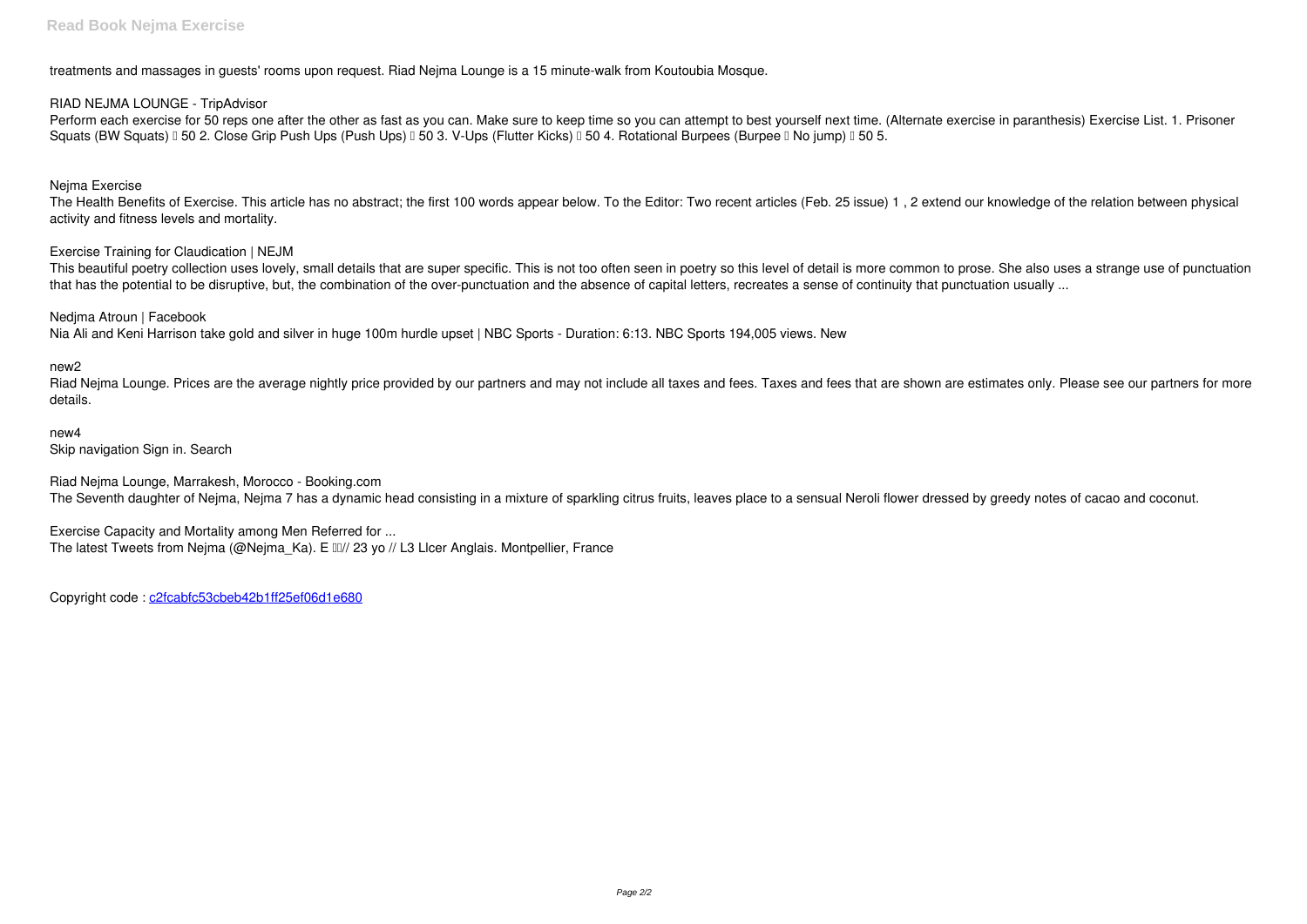treatments and massages in guests' rooms upon request. Riad Nejma Lounge is a 15 minute-walk from Koutoubia Mosque.

RIAD NEJMA LOUNGE - TripAdvisor

Perform each exercise for 50 reps one after the other as fast as you can. Make sure to keep time so you can attempt to best yourself next time. (Alternate exercise in paranthesis) Exercise List. 1. Prisoner Squats (BW Squats)  50 2. Close Grip Push Ups (Push Ups)  50 3. V-Ups (Flutter Kicks)  50 4. Rotational Burpees (Burpee  No jump)  50 5.

Nejma Exercise

The Health Benefits of Exercise. This article has no abstract; the first 100 words appear below. To the Editor: Two recent articles (Feb. 25 issue) 1 , 2 extend our knowledge of the relation between physical activity and fitness levels and mortality.

Exercise Training for Claudication | NEJM

This beautiful poetry collection uses lovely, small details that are super specific. This is not too often seen in poetry so this level of detail is more common to prose. She also uses a strange use of punctuation that has the potential to be disruptive, but, the combination of the over-punctuation and the absence of capital letters, recreates a sense of continuity that punctuation usually ...

Nedjma Atroun | Facebook

Nia Ali and Keni Harrison take gold and silver in huge 100m hurdle upset | NBC Sports - Duration: 6:13. NBC Sports 194,005 views. New

new2

Riad Nejma Lounge. Prices are the average nightly price provided by our partners and may not include all taxes and fees. Taxes and fees that are shown are estimates only. Please see our partners for more details.

new4

Skip navigation Sign in. Search

Riad Nejma Lounge, Marrakesh, Morocco - Booking.com

The Seventh daughter of Nejma, Nejma 7 has a dynamic head consisting in a mixture of sparkling citrus fruits, leaves place to a sensual Neroli flower dressed by greedy notes of cacao and coconut.

Exercise Capacity and Mortality among Men Referred for ...

The latest Tweets from Nejma (@Nejma_Ka). E // 23 yo // L3 Llcer Anglais. Montpellier, France

Copyright code : c2fcabfc53cbeb42b1ff25ef06d1e680